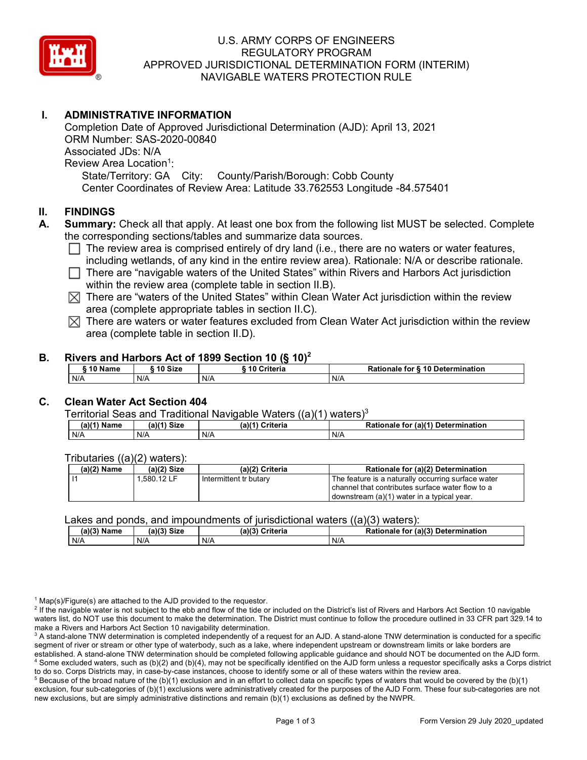U.S. ARMY CORPS OF ENGINEERS
REGULATORY PROGRAM
APPROVED JURISDICTIONAL DETERMINATION FORM (INTERIM)
NAVIGABLE WATERS PROTECTION RULE

## I. ADMINISTRATIVE INFORMATION

Completion Date of Approved Jurisdictional Determination (AJD): April 13, 2021
ORM Number: SAS-2020-00840
Associated JDs: N/A
Review Area Location[1]:
State/Territory: GA City: County/Parish/Borough: Cobb County
Center Coordinates of Review Area: Latitude 33.762553 Longitude -84.575401

## II. FINDINGS

**A. Summary:** Check all that apply. At least one box from the following list MUST be selected. Complete the corresponding sections/tables and summarize data sources.

- ☐ The review area is comprised entirely of dry land (i.e., there are no waters or water features, including wetlands, of any kind in the entire review area). Rationale: N/A or describe rationale.
- ☐ There are "navigable waters of the United States" within Rivers and Harbors Act jurisdiction within the review area (complete table in section II.B).
- ☒ There are "waters of the United States" within Clean Water Act jurisdiction within the review area (complete appropriate tables in section II.C).
- ☒ There are waters or water features excluded from Clean Water Act jurisdiction within the review area (complete table in section II.D).

### B. Rivers and Harbors Act of 1899 Section 10 (§ 10)[2]

| § 10 Name | § 10 Size | § 10 Criteria | Rationale for § 10 Determination |
|---|---|---|---|
| N/A | N/A | N/A | N/A |

### C. Clean Water Act Section 404

Territorial Seas and Traditional Navigable Waters ((a)(1) waters)[3]

| (a)(1) Name | (a)(1) Size | (a)(1) Criteria | Rationale for (a)(1) Determination |
|---|---|---|---|
| N/A | N/A | N/A | N/A |

Tributaries ((a)(2) waters):

| (a)(2) Name | (a)(2) Size | (a)(2) Criteria | Rationale for (a)(2) Determination |
|---|---|---|---|
| I1 | 1,580.12 LF | Intermittent tributary | The feature is a naturally occurring surface water channel that contributes surface water flow to a downstream (a)(1) water in a typical year. |

Lakes and ponds, and impoundments of jurisdictional waters ((a)(3) waters):

| (a)(3) Name | (a)(3) Size | (a)(3) Criteria | Rationale for (a)(3) Determination |
|---|---|---|---|
| N/A | N/A | N/A | N/A |

[1] Map(s)/Figure(s) are attached to the AJD provided to the requestor.
[2] If the navigable water is not subject to the ebb and flow of the tide or included on the District's list of Rivers and Harbors Act Section 10 navigable waters list, do NOT use this document to make the determination. The District must continue to follow the procedure outlined in 33 CFR part 329.14 to make a Rivers and Harbors Act Section 10 navigability determination.
[3] A stand-alone TNW determination is completed independently of a request for an AJD. A stand-alone TNW determination is conducted for a specific segment of river or stream or other type of waterbody, such as a lake, where independent upstream or downstream limits or lake borders are established. A stand-alone TNW determination should be completed following applicable guidance and should NOT be documented on the AJD form.
[4] Some excluded waters, such as (b)(2) and (b)(4), may not be specifically identified on the AJD form unless a requestor specifically asks a Corps district to do so. Corps Districts may, in case-by-case instances, choose to identify some or all of these waters within the review area.
[5] Because of the broad nature of the (b)(1) exclusion and in an effort to collect data on specific types of waters that would be covered by the (b)(1) exclusion, four sub-categories of (b)(1) exclusions were administratively created for the purposes of the AJD Form. These four sub-categories are not new exclusions, but are simply administrative distinctions and remain (b)(1) exclusions as defined by the NWPR.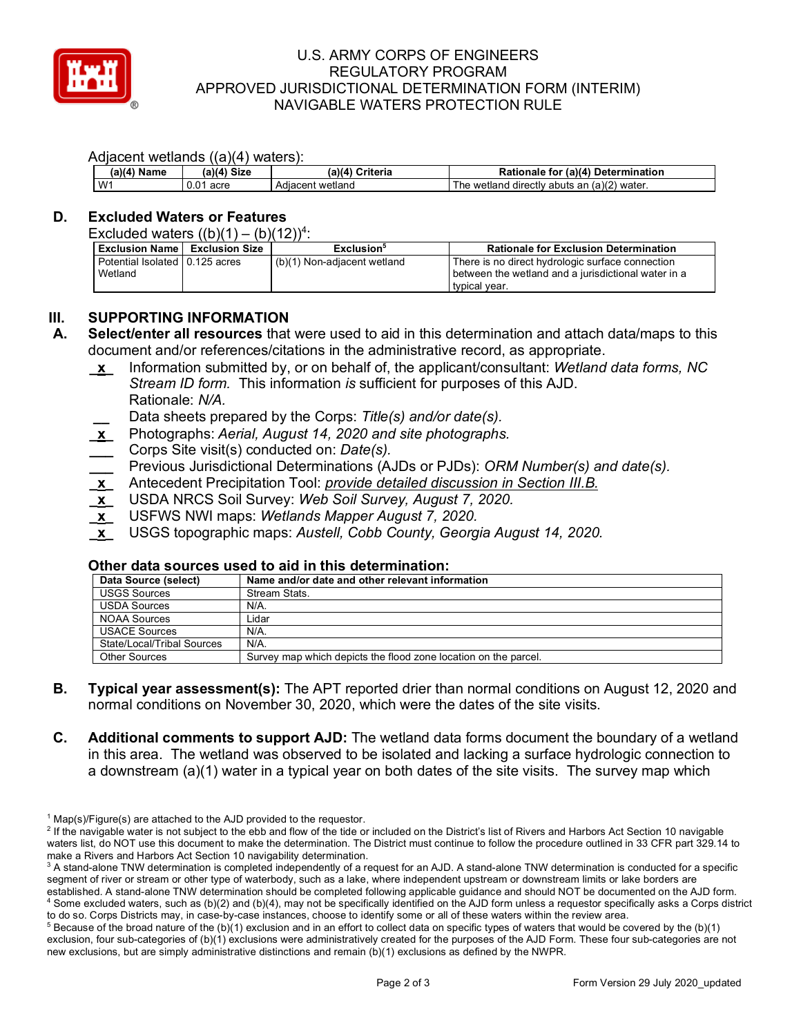Adjacent wetlands ((a)(4) waters):

| (a)(4) Name | (a)(4) Size | (a)(4) Criteria | Rationale for (a)(4) Determination |
|---|---|---|---|
| W1 | 0.01 acre | Adjacent wetland | The wetland directly abuts an (a)(2) water. |

## D. Excluded Waters or Features

Excluded waters ((b)(1) – (b)(12))[4]:

| Exclusion Name | Exclusion Size | Exclusion[5] | Rationale for Exclusion Determination |
|---|---|---|---|
| Potential Isolated Wetland | 0.125 acres | (b)(1) Non-adjacent wetland | There is no direct hydrologic surface connection between the wetland and a jurisdictional water in a typical year. |

# III. SUPPORTING INFORMATION

**A. Select/enter all resources** that were used to aid in this determination and attach data/maps to this document and/or references/citations in the administrative record, as appropriate.

- _x_ Information submitted by, or on behalf of, the applicant/consultant: *Wetland data forms, NC Stream ID form.* This information *is* sufficient for purposes of this AJD. Rationale: *N/A.*
- __ Data sheets prepared by the Corps: *Title(s) and/or date(s).*
- _x_ Photographs: *Aerial, August 14, 2020 and site photographs.*
- ___ Corps Site visit(s) conducted on: *Date(s).*
- ___ Previous Jurisdictional Determinations (AJDs or PJDs): *ORM Number(s) and date(s).*
- _x_ Antecedent Precipitation Tool: *provide detailed discussion in Section III.B.*
- _x_ USDA NRCS Soil Survey: *Web Soil Survey, August 7, 2020.*
- _x_ USFWS NWI maps: *Wetlands Mapper August 7, 2020.*
- _x_ USGS topographic maps: *Austell, Cobb County, Georgia August 14, 2020.*

### Other data sources used to aid in this determination:

| Data Source (select) | Name and/or date and other relevant information |
|---|---|
| USGS Sources | Stream Stats. |
| USDA Sources | N/A. |
| NOAA Sources | Lidar |
| USACE Sources | N/A. |
| State/Local/Tribal Sources | N/A. |
| Other Sources | Survey map which depicts the flood zone location on the parcel. |

**B. Typical year assessment(s):** The APT reported drier than normal conditions on August 12, 2020 and normal conditions on November 30, 2020, which were the dates of the site visits.

**C. Additional comments to support AJD:** The wetland data forms document the boundary of a wetland in this area. The wetland was observed to be isolated and lacking a surface hydrologic connection to a downstream (a)(1) water in a typical year on both dates of the site visits. The survey map which

---

[1] Map(s)/Figure(s) are attached to the AJD provided to the requestor.

[2] If the navigable water is not subject to the ebb and flow of the tide or included on the District's list of Rivers and Harbors Act Section 10 navigable waters list, do NOT use this document to make the determination. The District must continue to follow the procedure outlined in 33 CFR part 329.14 to make a Rivers and Harbors Act Section 10 navigability determination.

[3] A stand-alone TNW determination is completed independently of a request for an AJD. A stand-alone TNW determination is conducted for a specific segment of river or stream or other type of waterbody, such as a lake, where independent upstream or downstream limits or lake borders are established. A stand-alone TNW determination should be completed following applicable guidance and should NOT be documented on the AJD form.

[4] Some excluded waters, such as (b)(2) and (b)(4), may not be specifically identified on the AJD form unless a requestor specifically asks a Corps district to do so. Corps Districts may, in case-by-case instances, choose to identify some or all of these waters within the review area.

[5] Because of the broad nature of the (b)(1) exclusion and in an effort to collect data on specific types of waters that would be covered by the (b)(1) exclusion, four sub-categories of (b)(1) exclusions were administratively created for the purposes of the AJD Form. These four sub-categories are not new exclusions, but are simply administrative distinctions and remain (b)(1) exclusions as defined by the NWPR.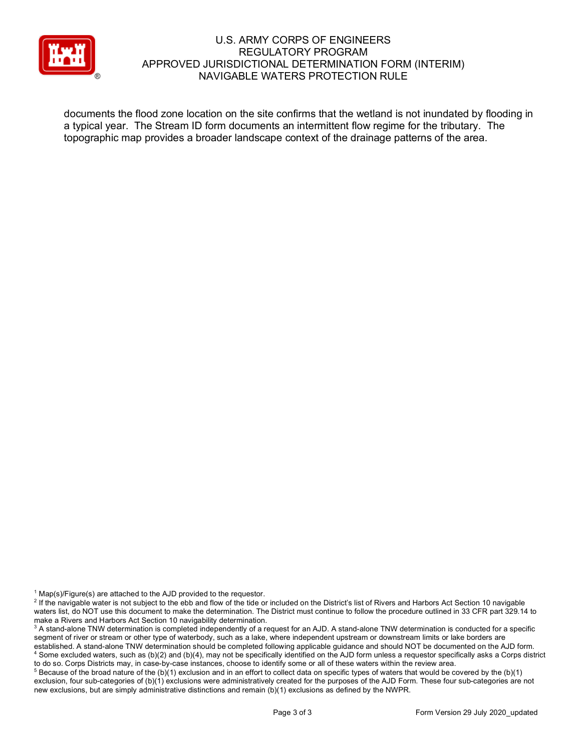documents the flood zone location on the site confirms that the wetland is not inundated by flooding in a typical year. The Stream ID form documents an intermittent flow regime for the tributary. The topographic map provides a broader landscape context of the drainage patterns of the area.

[1] Map(s)/Figure(s) are attached to the AJD provided to the requestor.

[2] If the navigable water is not subject to the ebb and flow of the tide or included on the District's list of Rivers and Harbors Act Section 10 navigable waters list, do NOT use this document to make the determination. The District must continue to follow the procedure outlined in 33 CFR part 329.14 to make a Rivers and Harbors Act Section 10 navigability determination.

[3] A stand-alone TNW determination is completed independently of a request for an AJD. A stand-alone TNW determination is conducted for a specific segment of river or stream or other type of waterbody, such as a lake, where independent upstream or downstream limits or lake borders are established. A stand-alone TNW determination should be completed following applicable guidance and should NOT be documented on the AJD form.

[4] Some excluded waters, such as (b)(2) and (b)(4), may not be specifically identified on the AJD form unless a requestor specifically asks a Corps district to do so. Corps Districts may, in case-by-case instances, choose to identify some or all of these waters within the review area.

[5] Because of the broad nature of the (b)(1) exclusion and in an effort to collect data on specific types of waters that would be covered by the (b)(1) exclusion, four sub-categories of (b)(1) exclusions were administratively created for the purposes of the AJD Form. These four sub-categories are not new exclusions, but are simply administrative distinctions and remain (b)(1) exclusions as defined by the NWPR.